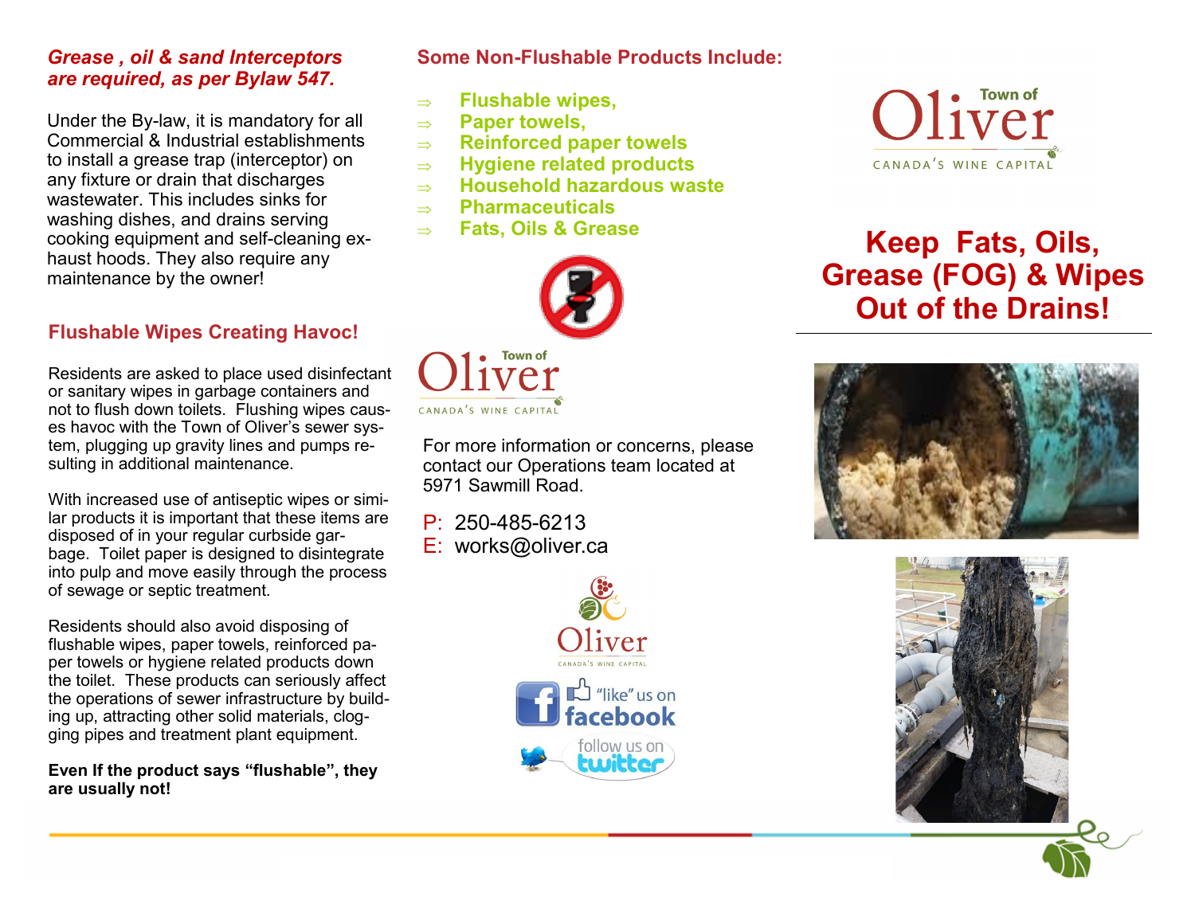***Grease , oil & sand Interceptors are required, as per Bylaw 547.***

Under the By-law, it is mandatory for all Commercial & Industrial establishments to install a grease trap (interceptor) on any fixture or drain that discharges wastewater. This includes sinks for washing dishes, and drains serving cooking equipment and self-cleaning exhaust hoods. They also require any maintenance by the owner!

## Flushable Wipes Creating Havoc!

Residents are asked to place used disinfectant or sanitary wipes in garbage containers and not to flush down toilets. Flushing wipes causes havoc with the Town of Oliver's sewer system, plugging up gravity lines and pumps resulting in additional maintenance.

With increased use of antiseptic wipes or similar products it is important that these items are disposed of in your regular curbside garbage. Toilet paper is designed to disintegrate into pulp and move easily through the process of sewage or septic treatment.

Residents should also avoid disposing of flushable wipes, paper towels, reinforced paper towels or hygiene related products down the toilet. These products can seriously affect the operations of sewer infrastructure by building up, attracting other solid materials, clogging pipes and treatment plant equipment.

**Even If the product says "flushable", they are usually not!**

## Some Non-Flushable Products Include:

- **Flushable wipes,**
- **Paper towels,**
- **Reinforced paper towels**
- **Hygiene related products**
- **Household hazardous waste**
- **Pharmaceuticals**
- **Fats, Oils & Grease**

Town of Oliver
CANADA'S WINE CAPITAL

For more information or concerns, please contact our Operations team located at 5971 Sawmill Road.

P: 250-485-6213
E: works@oliver.ca

Oliver
CANADA'S WINE CAPITAL

"like" us on facebook

follow us on twitter

Town of Oliver
CANADA'S WINE CAPITAL

# Keep Fats, Oils, Grease (FOG) & Wipes Out of the Drains!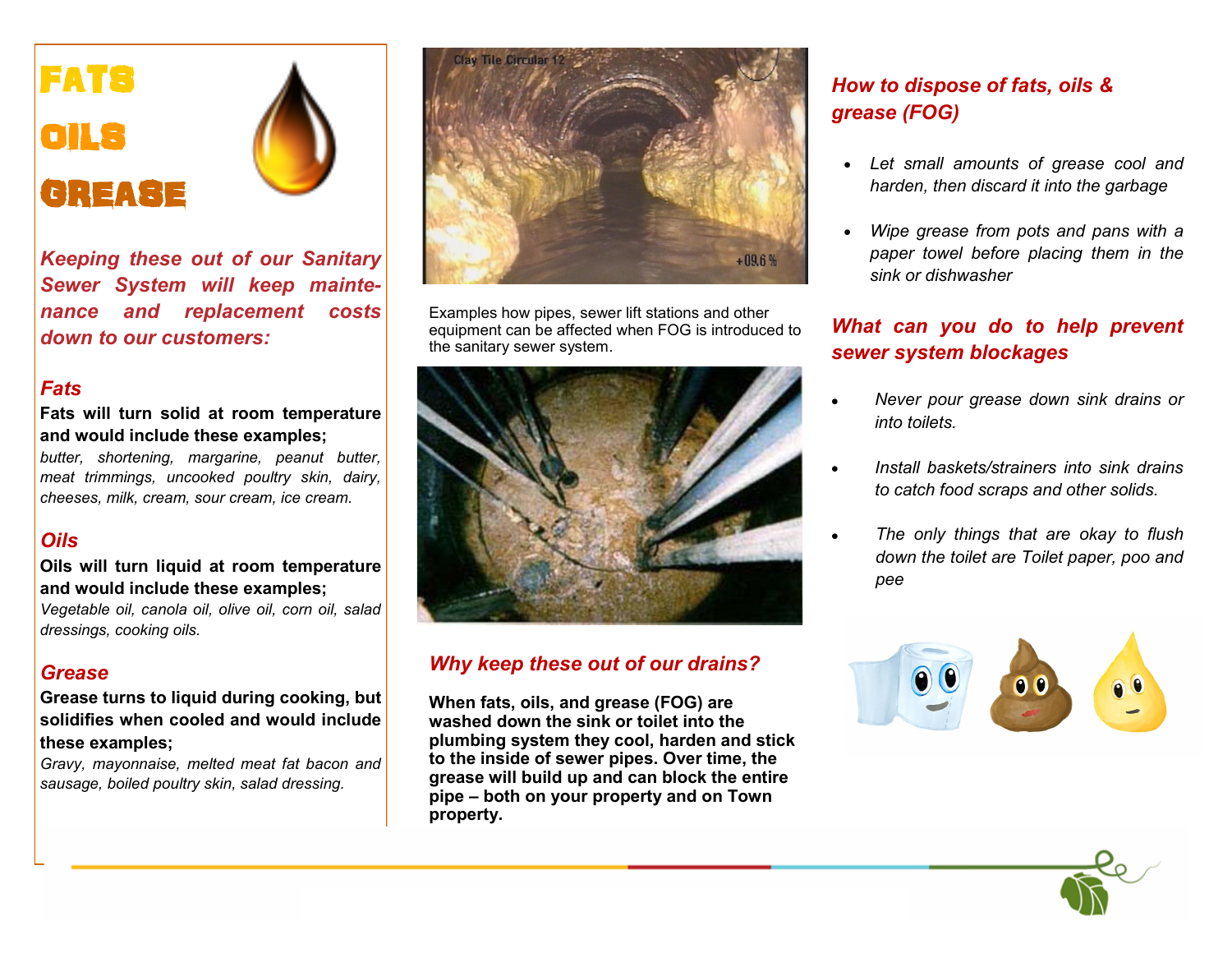# FATS

# OILS

# GREASE

***Keeping these out of our Sanitary Sewer System will keep maintenance and replacement costs down to our customers:***

### *Fats*

**Fats will turn solid at room temperature and would include these examples;**

*butter, shortening, margarine, peanut butter, meat trimmings, uncooked poultry skin, dairy, cheeses, milk, cream, sour cream, ice cream.*

### *Oils*

**Oils will turn liquid at room temperature and would include these examples;**

*Vegetable oil, canola oil, olive oil, corn oil, salad dressings, cooking oils.*

### *Grease*

**Grease turns to liquid during cooking, but solidifies when cooled and would include these examples;**

*Gravy, mayonnaise, melted meat fat bacon and sausage, boiled poultry skin, salad dressing.*

Clay Tile Circular 12

+09.6 %

Examples how pipes, sewer lift stations and other equipment can be affected when FOG is introduced to the sanitary sewer system.

## *Why keep these out of our drains?*

**When fats, oils, and grease (FOG) are washed down the sink or toilet into the plumbing system they cool, harden and stick to the inside of sewer pipes. Over time, the grease will build up and can block the entire pipe – both on your property and on Town property.**

## *How to dispose of fats, oils & grease (FOG)*

- *Let small amounts of grease cool and harden, then discard it into the garbage*
- *Wipe grease from pots and pans with a paper towel before placing them in the sink or dishwasher*

## *What can you do to help prevent sewer system blockages*

- *Never pour grease down sink drains or into toilets.*
- *Install baskets/strainers into sink drains to catch food scraps and other solids.*
- *The only things that are okay to flush down the toilet are Toilet paper, poo and pee*